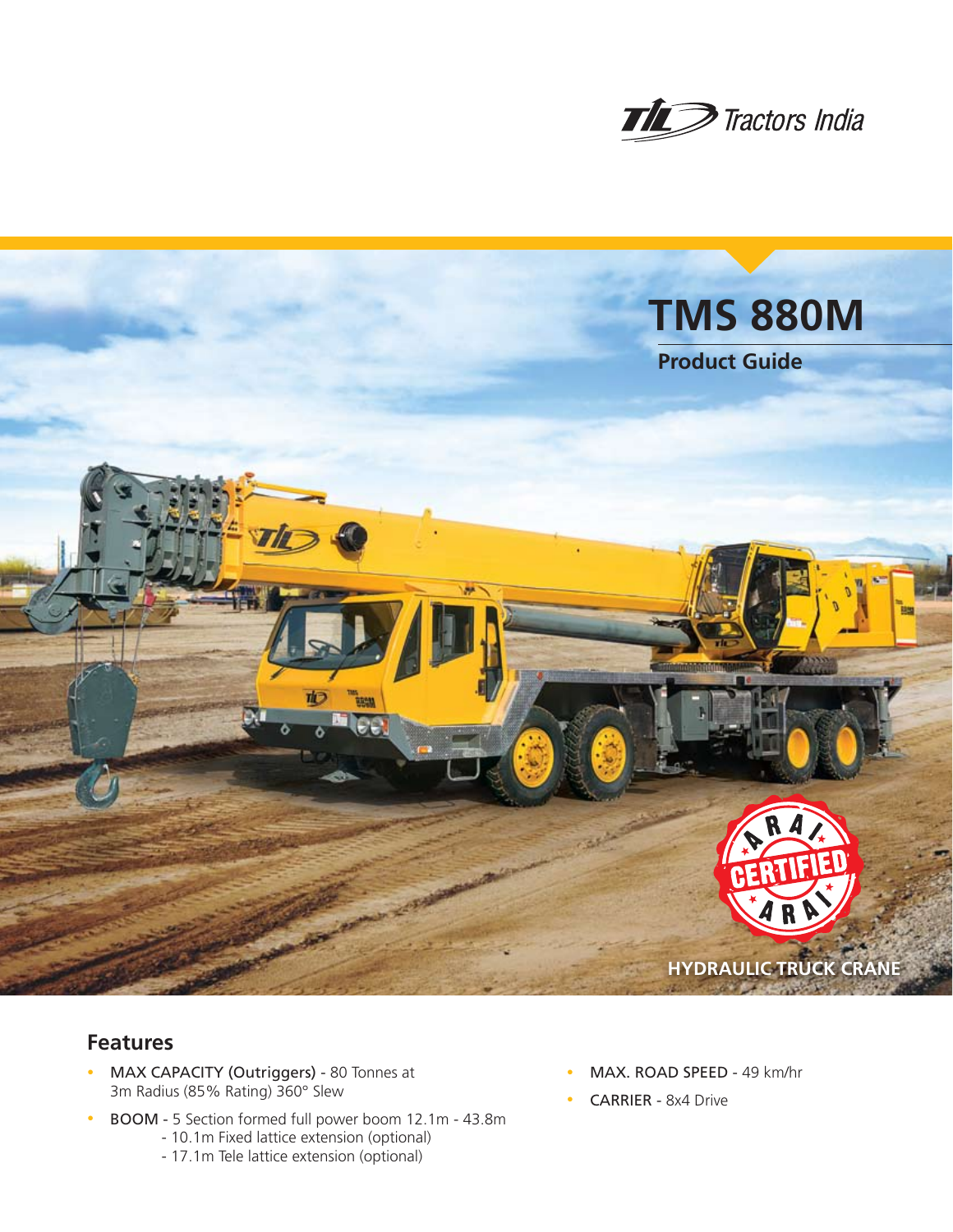Tractors India

# TMS 880M

**Product Guide**

HYDRAULIC TRUCK CRANE

## Features

- **MAX CAPACITY (Outriggers)** - 80 Tonnes at 3m Radius (85% Rating) 360° Slew
- **BOOM** - 5 Section formed full power boom 12.1m - 43.8m
  - 10.1m Fixed lattice extension (optional)
  - 17.1m Tele lattice extension (optional)
- **MAX. ROAD SPEED** - 49 km/hr
- **CARRIER** - 8x4 Drive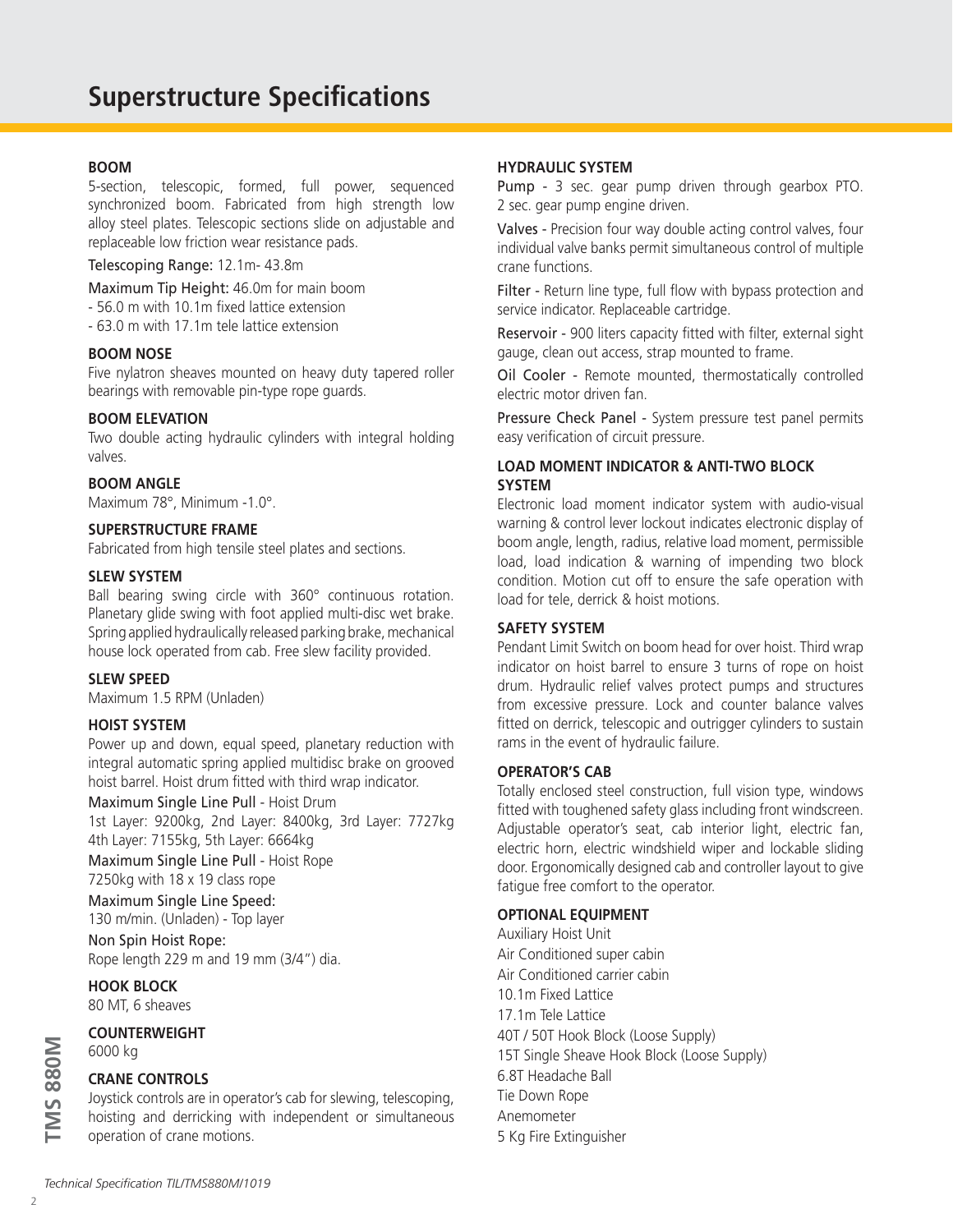# Superstructure Specifications

### BOOM

5-section, telescopic, formed, full power, sequenced synchronized boom. Fabricated from high strength low alloy steel plates. Telescopic sections slide on adjustable and replaceable low friction wear resistance pads.

Telescoping Range: 12.1m- 43.8m

Maximum Tip Height: 46.0m for main boom
- 56.0 m with 10.1m fixed lattice extension
- 63.0 m with 17.1m tele lattice extension

### BOOM NOSE

Five nylatron sheaves mounted on heavy duty tapered roller bearings with removable pin-type rope guards.

### BOOM ELEVATION

Two double acting hydraulic cylinders with integral holding valves.

### BOOM ANGLE

Maximum 78°, Minimum -1.0°.

### SUPERSTRUCTURE FRAME

Fabricated from high tensile steel plates and sections.

### SLEW SYSTEM

Ball bearing swing circle with 360° continuous rotation. Planetary glide swing with foot applied multi-disc wet brake. Spring applied hydraulically released parking brake, mechanical house lock operated from cab. Free slew facility provided.

### SLEW SPEED

Maximum 1.5 RPM (Unladen)

### HOIST SYSTEM

Power up and down, equal speed, planetary reduction with integral automatic spring applied multidisc brake on grooved hoist barrel. Hoist drum fitted with third wrap indicator.

Maximum Single Line Pull - Hoist Drum
1st Layer: 9200kg, 2nd Layer: 8400kg, 3rd Layer: 7727kg
4th Layer: 7155kg, 5th Layer: 6664kg

Maximum Single Line Pull - Hoist Rope
7250kg with 18 x 19 class rope

Maximum Single Line Speed:
130 m/min. (Unladen) - Top layer

Non Spin Hoist Rope:
Rope length 229 m and 19 mm (3/4") dia.

### HOOK BLOCK

80 MT, 6 sheaves

### COUNTERWEIGHT

6000 kg

### CRANE CONTROLS

Joystick controls are in operator's cab for slewing, telescoping, hoisting and derricking with independent or simultaneous operation of crane motions.

### HYDRAULIC SYSTEM

Pump - 3 sec. gear pump driven through gearbox PTO. 2 sec. gear pump engine driven.

Valves - Precision four way double acting control valves, four individual valve banks permit simultaneous control of multiple crane functions.

Filter - Return line type, full flow with bypass protection and service indicator. Replaceable cartridge.

Reservoir - 900 liters capacity fitted with filter, external sight gauge, clean out access, strap mounted to frame.

Oil Cooler - Remote mounted, thermostatically controlled electric motor driven fan.

Pressure Check Panel - System pressure test panel permits easy verification of circuit pressure.

### LOAD MOMENT INDICATOR & ANTI-TWO BLOCK SYSTEM

Electronic load moment indicator system with audio-visual warning & control lever lockout indicates electronic display of boom angle, length, radius, relative load moment, permissible load, load indication & warning of impending two block condition. Motion cut off to ensure the safe operation with load for tele, derrick & hoist motions.

### SAFETY SYSTEM

Pendant Limit Switch on boom head for over hoist. Third wrap indicator on hoist barrel to ensure 3 turns of rope on hoist drum. Hydraulic relief valves protect pumps and structures from excessive pressure. Lock and counter balance valves fitted on derrick, telescopic and outrigger cylinders to sustain rams in the event of hydraulic failure.

### OPERATOR'S CAB

Totally enclosed steel construction, full vision type, windows fitted with toughened safety glass including front windscreen. Adjustable operator's seat, cab interior light, electric fan, electric horn, electric windshield wiper and lockable sliding door. Ergonomically designed cab and controller layout to give fatigue free comfort to the operator.

### OPTIONAL EQUIPMENT

Auxiliary Hoist Unit
Air Conditioned super cabin
Air Conditioned carrier cabin
10.1m Fixed Lattice
17.1m Tele Lattice
40T / 50T Hook Block (Loose Supply)
15T Single Sheave Hook Block (Loose Supply)
6.8T Headache Ball
Tie Down Rope
Anemometer
5 Kg Fire Extinguisher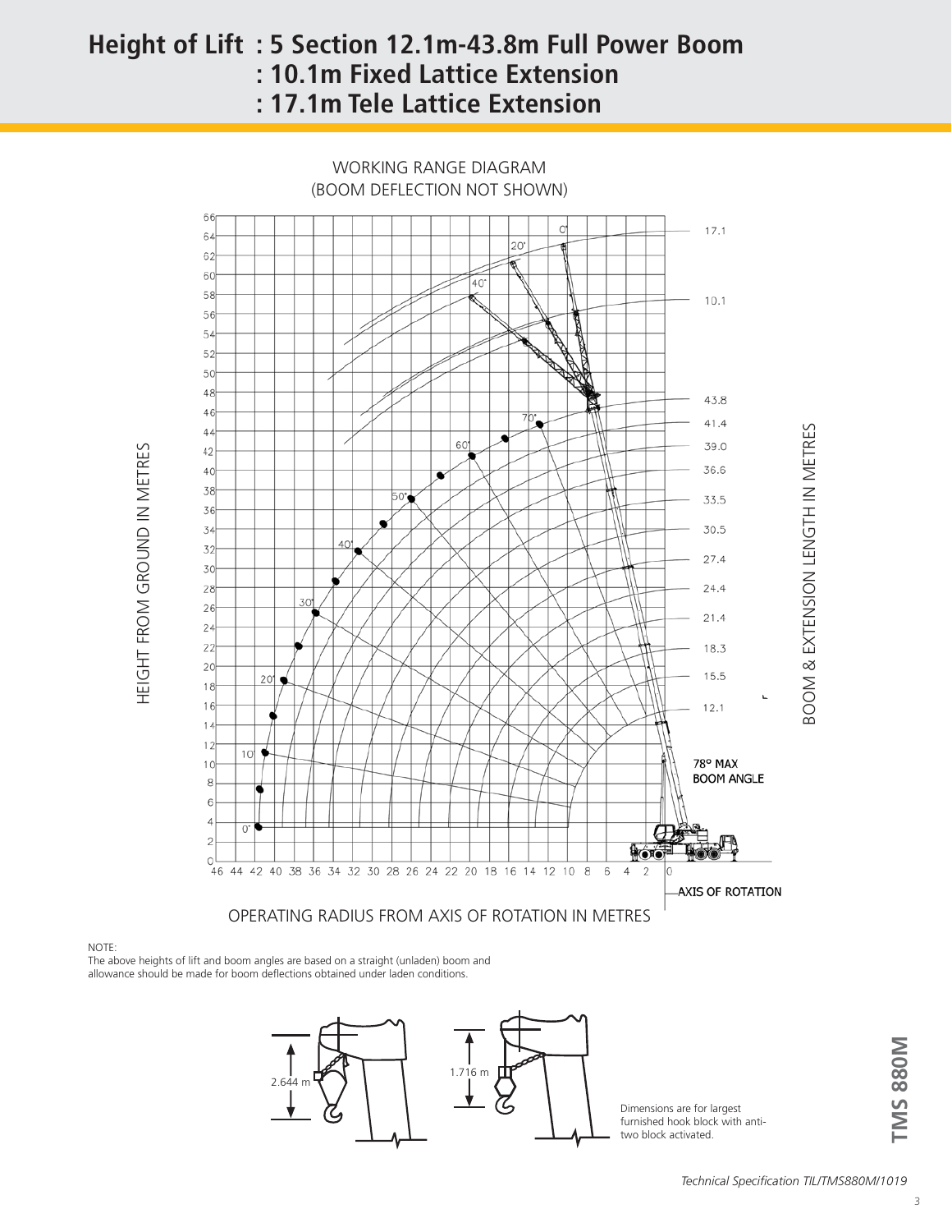# Height of Lift : 5 Section 12.1m-43.8m Full Power Boom
# : 10.1m Fixed Lattice Extension
# : 17.1m Tele Lattice Extension

WORKING RANGE DIAGRAM
(BOOM DEFLECTION NOT SHOWN)

HEIGHT FROM GROUND IN METRES

BOOM & EXTENSION LENGTH IN METRES

OPERATING RADIUS FROM AXIS OF ROTATION IN METRES

AXIS OF ROTATION

78° MAX BOOM ANGLE

NOTE:
The above heights of lift and boom angles are based on a straight (unladen) boom and allowance should be made for boom deflections obtained under laden conditions.

2.644 m

1.716 m

Dimensions are for largest furnished hook block with anti-two block activated.

**TMS 880M**

*Technical Specification TIL/TMS880M/1019*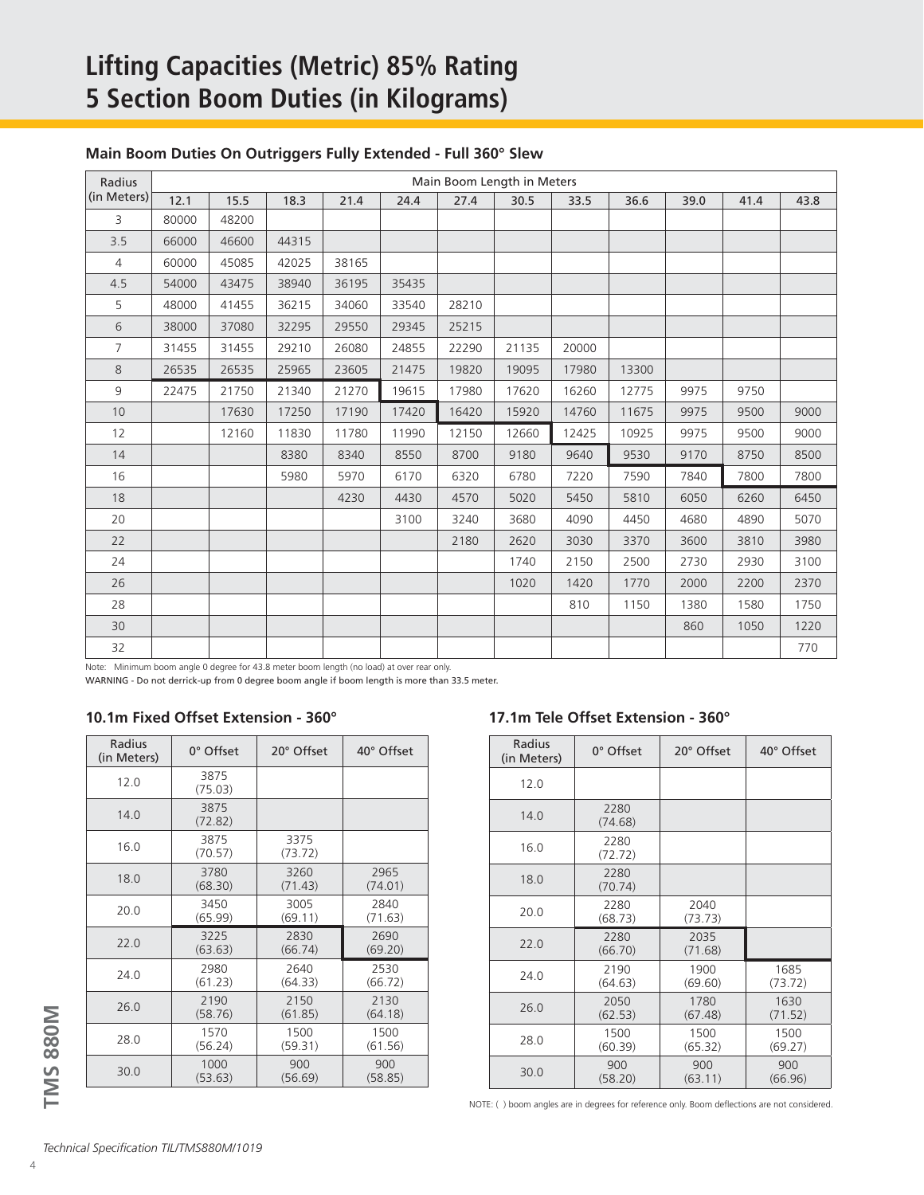# Lifting Capacities (Metric) 85% Rating
# 5 Section Boom Duties (in Kilograms)

### Main Boom Duties On Outriggers Fully Extended - Full 360° Slew

| Radius (in Meters) | Main Boom Length in Meters | | | | | | | | | | | |
|---|---|---|---|---|---|---|---|---|---|---|---|---|
| | 12.1 | 15.5 | 18.3 | 21.4 | 24.4 | 27.4 | 30.5 | 33.5 | 36.6 | 39.0 | 41.4 | 43.8 |
| 3 | 80000 | 48200 | | | | | | | | | | |
| 3.5 | 66000 | 46600 | 44315 | | | | | | | | | |
| 4 | 60000 | 45085 | 42025 | 38165 | | | | | | | | |
| 4.5 | 54000 | 43475 | 38940 | 36195 | 35435 | | | | | | | |
| 5 | 48000 | 41455 | 36215 | 34060 | 33540 | 28210 | | | | | | |
| 6 | 38000 | 37080 | 32295 | 29550 | 29345 | 25215 | | | | | | |
| 7 | 31455 | 31455 | 29210 | 26080 | 24855 | 22290 | 21135 | 20000 | | | | |
| 8 | 26535 | 26535 | 25965 | 23605 | 21475 | 19820 | 19095 | 17980 | 13300 | | | |
| 9 | 22475 | 21750 | 21340 | 21270 | 19615 | 17980 | 17620 | 16260 | 12775 | 9975 | 9750 | |
| 10 | | 17630 | 17250 | 17190 | 17420 | 16420 | 15920 | 14760 | 11675 | 9975 | 9500 | 9000 |
| 12 | | 12160 | 11830 | 11780 | 11990 | 12150 | 12660 | 12425 | 10925 | 9975 | 9500 | 9000 |
| 14 | | | 8380 | 8340 | 8550 | 8700 | 9180 | 9640 | 9530 | 9170 | 8750 | 8500 |
| 16 | | | 5980 | 5970 | 6170 | 6320 | 6780 | 7220 | 7590 | 7840 | 7800 | 7800 |
| 18 | | | | 4230 | 4430 | 4570 | 5020 | 5450 | 5810 | 6050 | 6260 | 6450 |
| 20 | | | | | 3100 | 3240 | 3680 | 4090 | 4450 | 4680 | 4890 | 5070 |
| 22 | | | | | | 2180 | 2620 | 3030 | 3370 | 3600 | 3810 | 3980 |
| 24 | | | | | | | 1740 | 2150 | 2500 | 2730 | 2930 | 3100 |
| 26 | | | | | | | 1020 | 1420 | 1770 | 2000 | 2200 | 2370 |
| 28 | | | | | | | | 810 | 1150 | 1380 | 1580 | 1750 |
| 30 | | | | | | | | | | 860 | 1050 | 1220 |
| 32 | | | | | | | | | | | | 770 |

Note: Minimum boom angle 0 degree for 43.8 meter boom length (no load) at over rear only.

WARNING - Do not derrick-up from 0 degree boom angle if boom length is more than 33.5 meter.

### 10.1m Fixed Offset Extension - 360°

| Radius (in Meters) | 0° Offset | 20° Offset | 40° Offset |
|---|---|---|---|
| 12.0 | 3875 (75.03) | | |
| 14.0 | 3875 (72.82) | | |
| 16.0 | 3875 (70.57) | 3375 (73.72) | |
| 18.0 | 3780 (68.30) | 3260 (71.43) | 2965 (74.01) |
| 20.0 | 3450 (65.99) | 3005 (69.11) | 2840 (71.63) |
| 22.0 | 3225 (63.63) | 2830 (66.74) | 2690 (69.20) |
| 24.0 | 2980 (61.23) | 2640 (64.33) | 2530 (66.72) |
| 26.0 | 2190 (58.76) | 2150 (61.85) | 2130 (64.18) |
| 28.0 | 1570 (56.24) | 1500 (59.31) | 1500 (61.56) |
| 30.0 | 1000 (53.63) | 900 (56.69) | 900 (58.85) |

### 17.1m Tele Offset Extension - 360°

| Radius (in Meters) | 0° Offset | 20° Offset | 40° Offset |
|---|---|---|---|
| 12.0 | | | |
| 14.0 | 2280 (74.68) | | |
| 16.0 | 2280 (72.72) | | |
| 18.0 | 2280 (70.74) | | |
| 20.0 | 2280 (68.73) | 2040 (73.73) | |
| 22.0 | 2280 (66.70) | 2035 (71.68) | |
| 24.0 | 2190 (64.63) | 1900 (69.60) | 1685 (73.72) |
| 26.0 | 2050 (62.53) | 1780 (67.48) | 1630 (71.52) |
| 28.0 | 1500 (60.39) | 1500 (65.32) | 1500 (69.27) |
| 30.0 | 900 (58.20) | 900 (63.11) | 900 (66.96) |

NOTE: ( ) boom angles are in degrees for reference only. Boom deflections are not considered.

TMS 880M

*Technical Specification TIL/TMS880M/1019*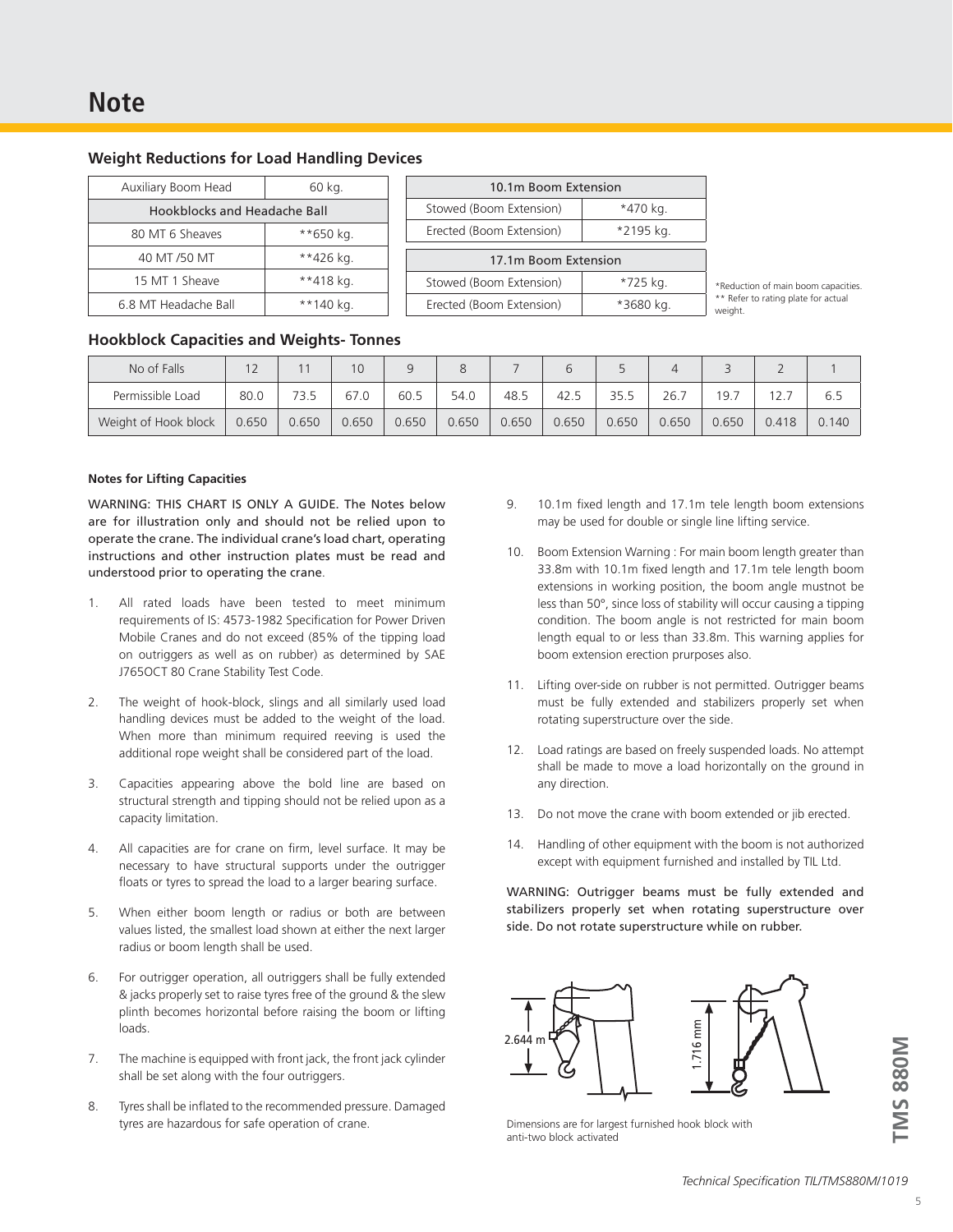# Note

## Weight Reductions for Load Handling Devices

| Auxiliary Boom Head | 60 kg. |
|---|---|
| **Hookblocks and Headache Ball** | |
| 80 MT 6 Sheaves | **650 kg. |
| 40 MT /50 MT | **426 kg. |
| 15 MT 1 Sheave | **418 kg. |
| 6.8 MT Headache Ball | **140 kg. |

| 10.1m Boom Extension | |
|---|---|
| Stowed (Boom Extension) | *470 kg. |
| Erected (Boom Extension) | *2195 kg. |
| **17.1m Boom Extension** | |
| Stowed (Boom Extension) | *725 kg. |
| Erected (Boom Extension) | *3680 kg. |

*Reduction of main boom capacities.
** Refer to rating plate for actual weight.

## Hookblock Capacities and Weights- Tonnes

| No of Falls | 12 | 11 | 10 | 9 | 8 | 7 | 6 | 5 | 4 | 3 | 2 | 1 |
|---|---|---|---|---|---|---|---|---|---|---|---|---|
| Permissible Load | 80.0 | 73.5 | 67.0 | 60.5 | 54.0 | 48.5 | 42.5 | 35.5 | 26.7 | 19.7 | 12.7 | 6.5 |
| Weight of Hook block | 0.650 | 0.650 | 0.650 | 0.650 | 0.650 | 0.650 | 0.650 | 0.650 | 0.650 | 0.650 | 0.418 | 0.140 |

### Notes for Lifting Capacities

WARNING: THIS CHART IS ONLY A GUIDE. The Notes below are for illustration only and should not be relied upon to operate the crane. The individual crane's load chart, operating instructions and other instruction plates must be read and understood prior to operating the crane.

1. All rated loads have been tested to meet minimum requirements of IS: 4573-1982 Specification for Power Driven Mobile Cranes and do not exceed (85% of the tipping load on outriggers as well as on rubber) as determined by SAE J765OCT 80 Crane Stability Test Code.
2. The weight of hook-block, slings and all similarly used load handling devices must be added to the weight of the load. When more than minimum required reeving is used the additional rope weight shall be considered part of the load.
3. Capacities appearing above the bold line are based on structural strength and tipping should not be relied upon as a capacity limitation.
4. All capacities are for crane on firm, level surface. It may be necessary to have structural supports under the outrigger floats or tyres to spread the load to a larger bearing surface.
5. When either boom length or radius or both are between values listed, the smallest load shown at either the next larger radius or boom length shall be used.
6. For outrigger operation, all outriggers shall be fully extended & jacks properly set to raise tyres free of the ground & the slew plinth becomes horizontal before raising the boom or lifting loads.
7. The machine is equipped with front jack, the front jack cylinder shall be set along with the four outriggers.
8. Tyres shall be inflated to the recommended pressure. Damaged tyres are hazardous for safe operation of crane.
9. 10.1m fixed length and 17.1m tele length boom extensions may be used for double or single line lifting service.
10. Boom Extension Warning : For main boom length greater than 33.8m with 10.1m fixed length and 17.1m tele length boom extensions in working position, the boom angle mustnot be less than 50°, since loss of stability will occur causing a tipping condition. The boom angle is not restricted for main boom length equal to or less than 33.8m. This warning applies for boom extension erection prurposes also.
11. Lifting over-side on rubber is not permitted. Outrigger beams must be fully extended and stabilizers properly set when rotating superstructure over the side.
12. Load ratings are based on freely suspended loads. No attempt shall be made to move a load horizontally on the ground in any direction.
13. Do not move the crane with boom extended or jib erected.
14. Handling of other equipment with the boom is not authorized except with equipment furnished and installed by TIL Ltd.

WARNING: Outrigger beams must be fully extended and stabilizers properly set when rotating superstructure over side. Do not rotate superstructure while on rubber.

2.644 m

1.716 mm

Dimensions are for largest furnished hook block with anti-two block activated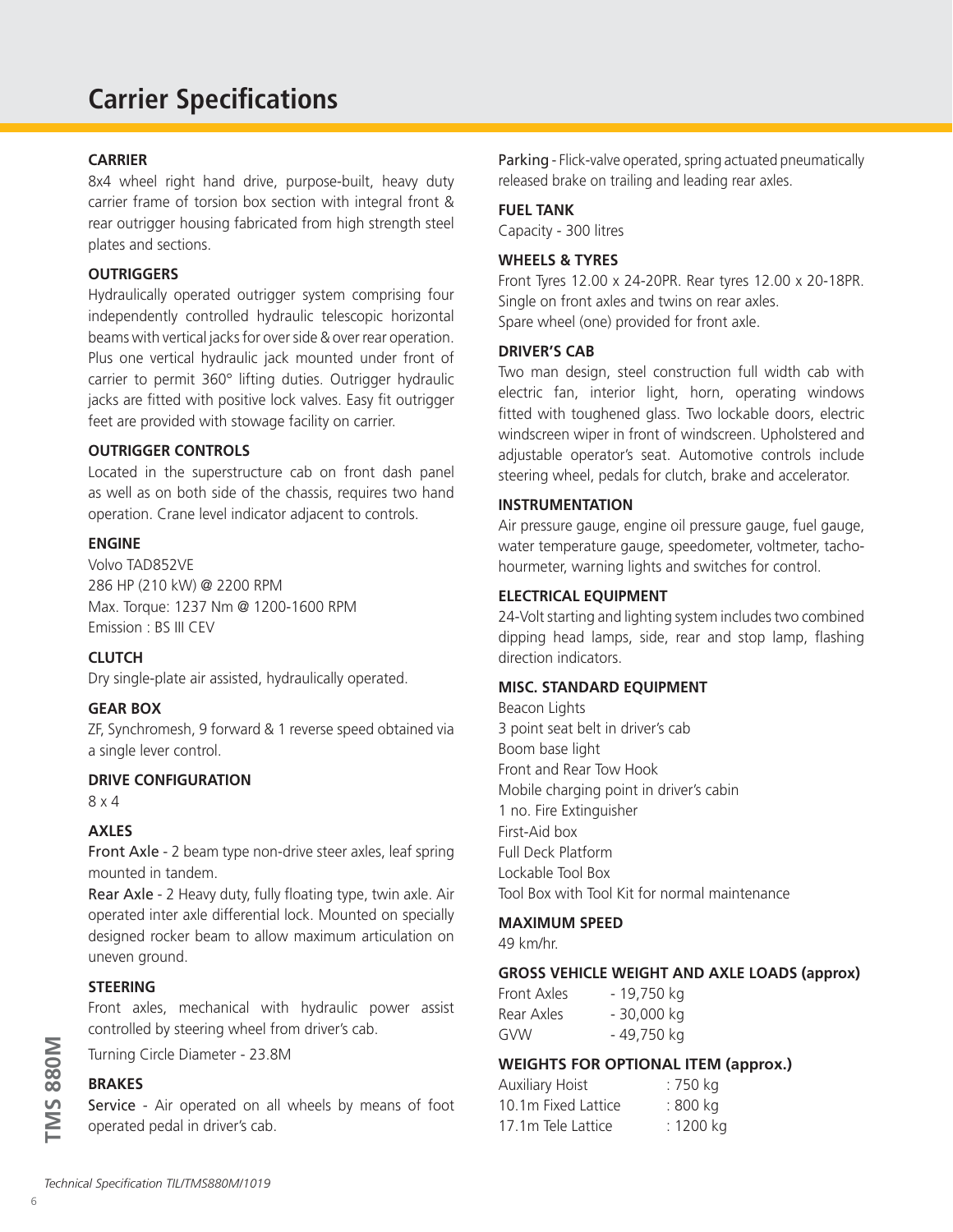# Carrier Specifications

### CARRIER

8x4 wheel right hand drive, purpose-built, heavy duty carrier frame of torsion box section with integral front & rear outrigger housing fabricated from high strength steel plates and sections.

### OUTRIGGERS

Hydraulically operated outrigger system comprising four independently controlled hydraulic telescopic horizontal beams with vertical jacks for over side & over rear operation. Plus one vertical hydraulic jack mounted under front of carrier to permit 360° lifting duties. Outrigger hydraulic jacks are fitted with positive lock valves. Easy fit outrigger feet are provided with stowage facility on carrier.

### OUTRIGGER CONTROLS

Located in the superstructure cab on front dash panel as well as on both side of the chassis, requires two hand operation. Crane level indicator adjacent to controls.

### ENGINE

Volvo TAD852VE
286 HP (210 kW) @ 2200 RPM
Max. Torque: 1237 Nm @ 1200-1600 RPM
Emission : BS III CEV

### CLUTCH

Dry single-plate air assisted, hydraulically operated.

### GEAR BOX

ZF, Synchromesh, 9 forward & 1 reverse speed obtained via a single lever control.

### DRIVE CONFIGURATION

8 x 4

### AXLES

Front Axle - 2 beam type non-drive steer axles, leaf spring mounted in tandem.

Rear Axle - 2 Heavy duty, fully floating type, twin axle. Air operated inter axle differential lock. Mounted on specially designed rocker beam to allow maximum articulation on uneven ground.

### STEERING

Front axles, mechanical with hydraulic power assist controlled by steering wheel from driver's cab.

Turning Circle Diameter - 23.8M

### BRAKES

Service - Air operated on all wheels by means of foot operated pedal in driver's cab.

Parking - Flick-valve operated, spring actuated pneumatically released brake on trailing and leading rear axles.

### FUEL TANK

Capacity - 300 litres

### WHEELS & TYRES

Front Tyres 12.00 x 24-20PR. Rear tyres 12.00 x 20-18PR. Single on front axles and twins on rear axles.
Spare wheel (one) provided for front axle.

### DRIVER'S CAB

Two man design, steel construction full width cab with electric fan, interior light, horn, operating windows fitted with toughened glass. Two lockable doors, electric windscreen wiper in front of windscreen. Upholstered and adjustable operator's seat. Automotive controls include steering wheel, pedals for clutch, brake and accelerator.

### INSTRUMENTATION

Air pressure gauge, engine oil pressure gauge, fuel gauge, water temperature gauge, speedometer, voltmeter, tacho-hourmeter, warning lights and switches for control.

### ELECTRICAL EQUIPMENT

24-Volt starting and lighting system includes two combined dipping head lamps, side, rear and stop lamp, flashing direction indicators.

### MISC. STANDARD EQUIPMENT

Beacon Lights
3 point seat belt in driver's cab
Boom base light
Front and Rear Tow Hook
Mobile charging point in driver's cabin
1 no. Fire Extinguisher
First-Aid box
Full Deck Platform
Lockable Tool Box
Tool Box with Tool Kit for normal maintenance

### MAXIMUM SPEED

49 km/hr.

### GROSS VEHICLE WEIGHT AND AXLE LOADS (approx)

| | |
|---|---|
| Front Axles | - 19,750 kg |
| Rear Axles | - 30,000 kg |
| GVW | - 49,750 kg |

### WEIGHTS FOR OPTIONAL ITEM (approx.)

| | |
|---|---|
| Auxiliary Hoist | : 750 kg |
| 10.1m Fixed Lattice | : 800 kg |
| 17.1m Tele Lattice | : 1200 kg |

*Technical Specification TIL/TMS880M/1019*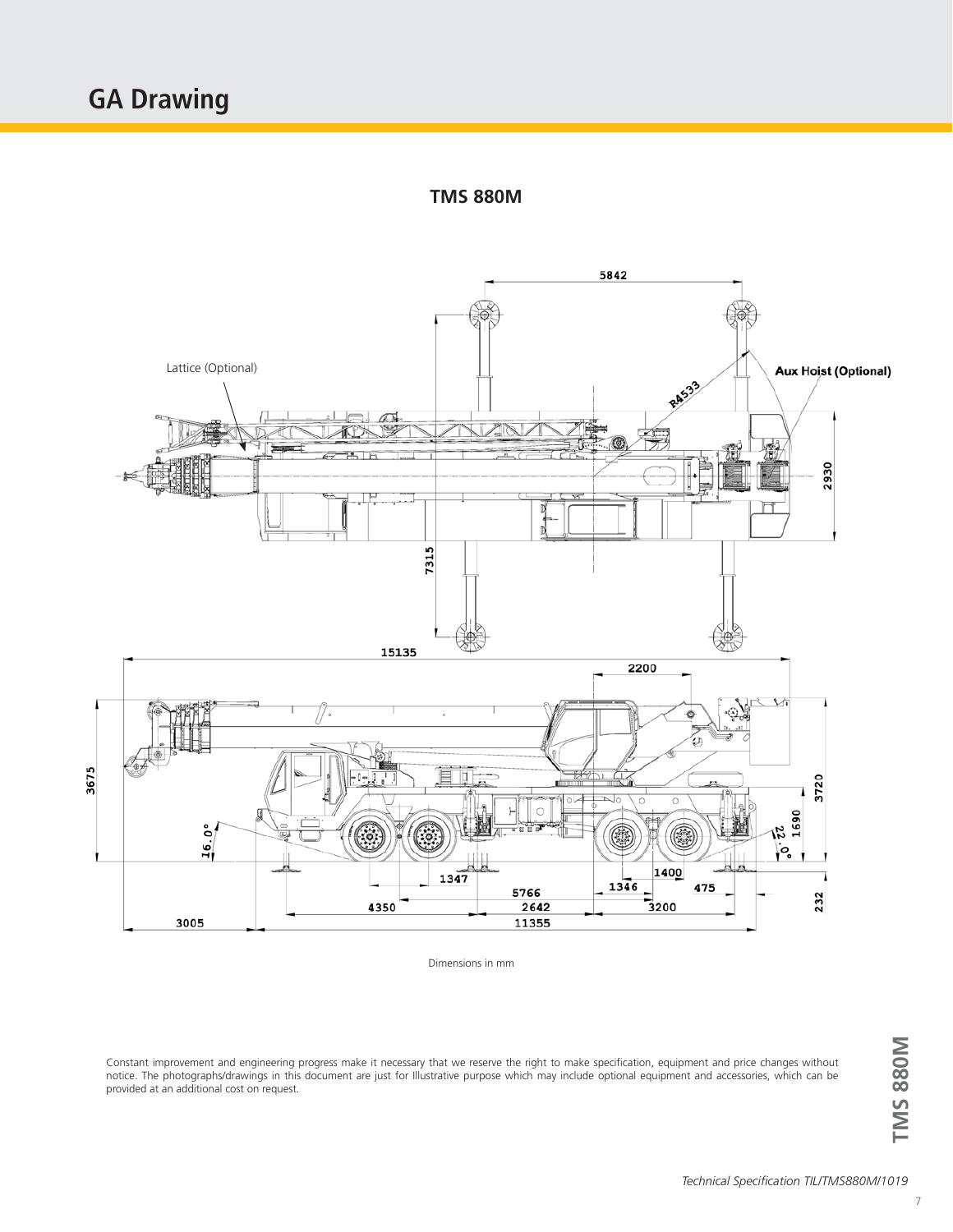# GA Drawing

**TMS 880M**

Lattice (Optional)

**Aux Hoist (Optional)**

5842

R4533

2930

7315

15135

2200

3675

3720

1690

16.0°

22.0°

1347

5766

1346

1400

475

232

4350

2642

3200

3005

11355

Dimensions in mm

Constant improvement and engineering progress make it necessary that we reserve the right to make specification, equipment and price changes without notice. The photographs/drawings in this document are just for Illustrative purpose which may include optional equipment and accessories, which can be provided at an additional cost on request.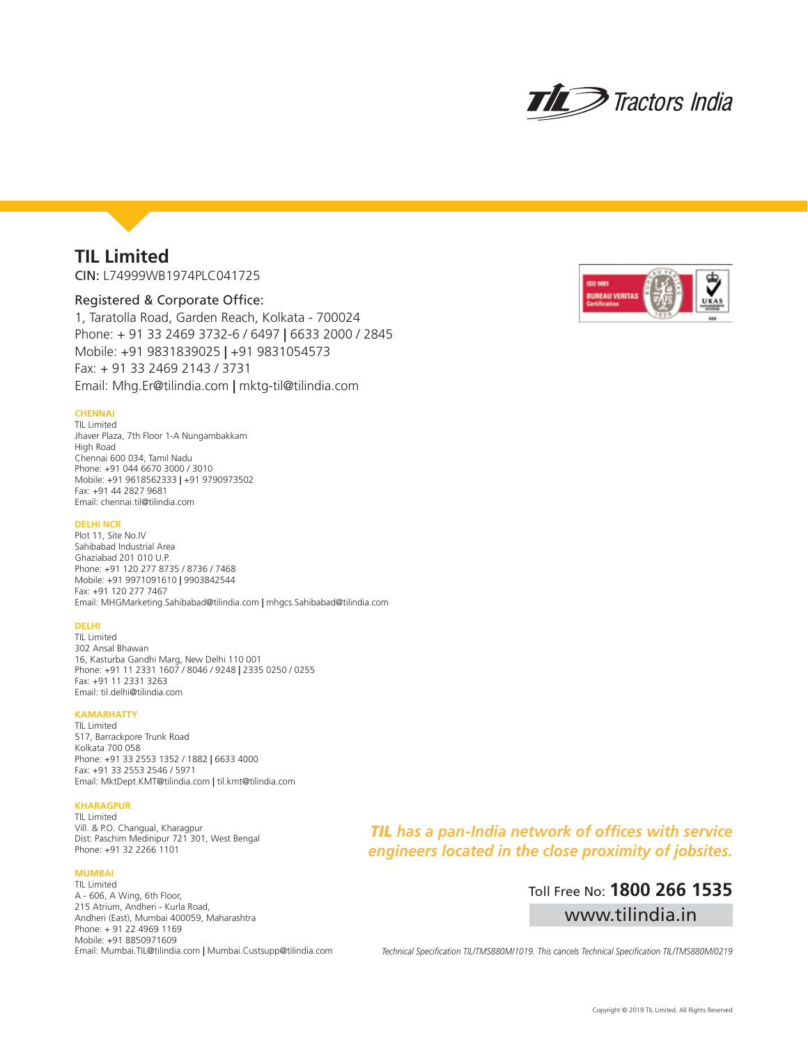# TIL Limited

**CIN:** L74999WB1974PLC041725

Registered & Corporate Office:
1, Taratolla Road, Garden Reach, Kolkata - 700024
Phone: + 91 33 2469 3732-6 / 6497 | 6633 2000 / 2845
Mobile: +91 9831839025 | +91 9831054573
Fax: + 91 33 2469 2143 / 3731
Email: Mhg.Er@tilindia.com | mktg-til@tilindia.com

**CHENNAI**
TIL Limited
Jhaver Plaza, 7th Floor 1-A Nungambakkam
High Road
Chennai 600 034, Tamil Nadu
Phone: +91 044 6670 3000 / 3010
Mobile: +91 9618562333 | +91 9790973502
Fax: +91 44 2827 9681
Email: chennai.til@tilindia.com

**DELHI NCR**
Plot 11, Site No.IV
Sahibabad Industrial Area
Ghaziabad 201 010 U.P.
Phone: +91 120 277 8735 / 8736 / 7468
Mobile: +91 9971091610 | 9903842544
Fax: +91 120 277 7467
Email: MHGMarketing.Sahibabad@tilindia.com | mhgcs.Sahibabad@tilindia.com

**DELHI**
TIL Limited
302 Ansal Bhawan
16, Kasturba Gandhi Marg, New Delhi 110 001
Phone: +91 11 2331 1607 / 8046 / 9248 | 2335 0250 / 0255
Fax: +91 11 2331 3263
Email: til.delhi@tilindia.com

**KAMARHATTY**
TIL Limited
517, Barrackpore Trunk Road
Kolkata 700 058
Phone: +91 33 2553 1352 / 1882 | 6633 4000
Fax: +91 33 2553 2546 / 5971
Email: MktDept.KMT@tilindia.com | til.kmt@tilindia.com

**KHARAGPUR**
TIL Limited
Vill. & P.O. Changual, Kharagpur
Dist: Paschim Medinipur 721 301, West Bengal
Phone: +91 32 2266 1101

**MUMBAI**
TIL Limited
A - 606, A Wing, 6th Floor,
215 Atrium, Andheri - Kurla Road,
Andheri (East), Mumbai 400059, Maharashtra
Phone: + 91 22 4969 1169
Mobile: +91 8850971609
Email: Mumbai.TIL@tilindia.com | Mumbai.Custsupp@tilindia.com

***TIL has a pan-India network of offices with service engineers located in the close proximity of jobsites.***

Toll Free No: **1800 266 1535**

www.tilindia.in

*Technical Specification TIL/TMS880M/1019. This cancels Technical Specification TIL/TMS880M/0219*

Copyright © 2019 TIL Limited. All Rights Reserved